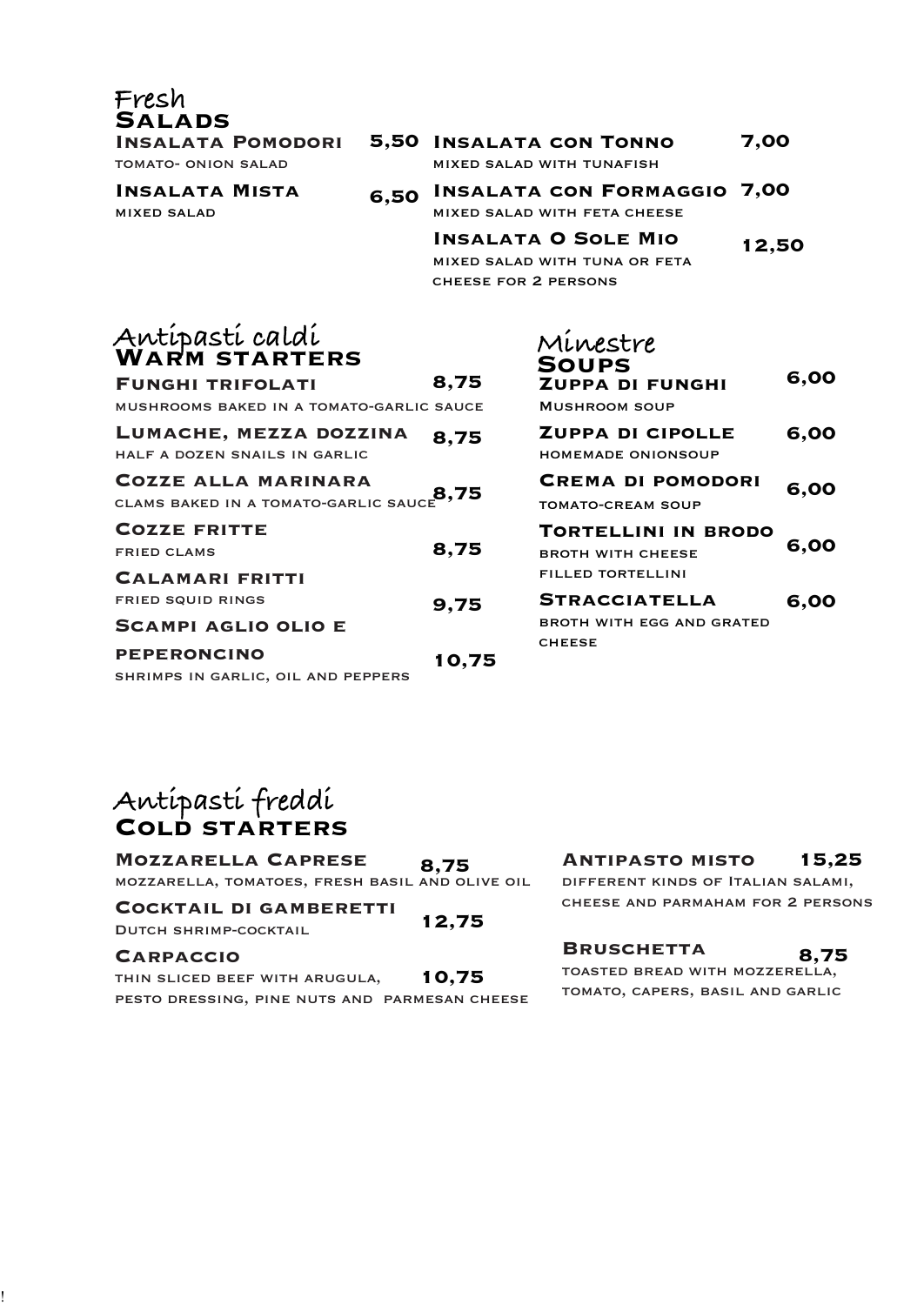## Fresh
## Salads

**Insalata Pomodori** 5,50
tomato- onion salad

**Insalata Mista** 6,50
mixed salad

**Insalata con Tonno** 7,00
mixed salad with tunafish

**Insalata con Formaggio** 7,00
mixed salad with feta cheese

**Insalata O Sole Mio** 12,50
mixed salad with tuna or feta cheese for 2 persons

## Antipasti caldi
## Warm starters

**Funghi trifolati** 8,75
mushrooms baked in a tomato-garlic sauce

**Lumache, mezza dozzina** 8,75
half a dozen snails in garlic

**Cozze alla marinara** 8,75
clams baked in a tomato-garlic sauce

**Cozze fritte** 8,75
fried clams

**Calamari fritti** 9,75
fried squid rings

**Scampi aglio olio e peperoncino** 10,75
shrimps in garlic, oil and peppers

## Minestre
## Soups

**Zuppa di funghi** 6,00
Mushroom soup

**Zuppa di cipolle** 6,00
homemade onionsoup

**Crema di pomodori** 6,00
tomato-cream soup

**Tortellini in brodo** 6,00
broth with cheese filled tortellini

**Stracciatella** 6,00
broth with egg and grated cheese

## Antipasti freddi
## Cold starters

**Mozzarella Caprese** 8,75
mozzarella, tomatoes, fresh basil and olive oil

**Cocktail di gamberetti** 12,75
Dutch shrimp-cocktail

**Carpaccio** 10,75
thin sliced beef with arugula, pesto dressing, pine nuts and parmesan cheese

**Antipasto misto** 15,25
different kinds of Italian salami, cheese and parmaham for 2 persons

**Bruschetta** 8,75
toasted bread with mozzerella, tomato, capers, basil and garlic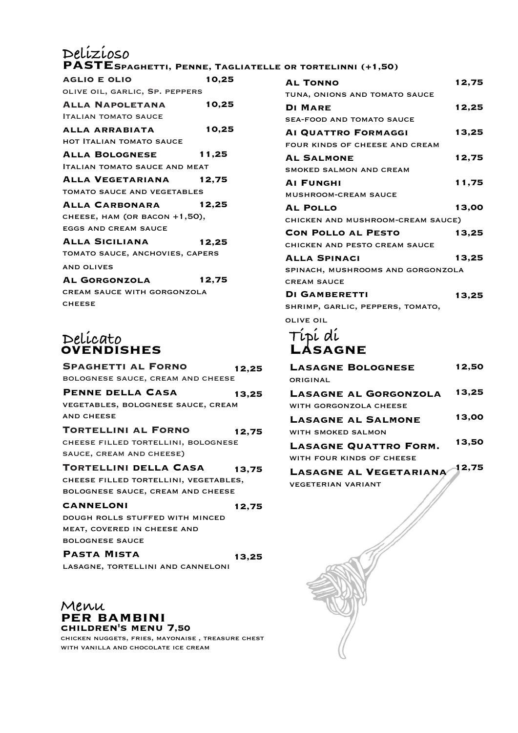## Delizioso
## PASTE

Spaghetti, Penne, Tagliatelle or tortelinni (+1,50)

**Aglio e olio** 10,25
olive oil, garlic, Sp. peppers

**Alla Napoletana** 10,25
Italian tomato sauce

**alla arrabiata** 10,25
hot Italian tomato sauce

**Alla Bolognese** 11,25
Italian tomato sauce and meat

**Alla Vegetariana** 12,75
tomato sauce and vegetables

**Alla Carbonara** 12,25
cheese, ham (or bacon +1,50), eggs and cream sauce

**Alla Siciliana** 12,25
tomato sauce, anchovies, capers and olives

**Al Gorgonzola** 12,75
cream sauce with gorgonzola cheese

**Al Tonno** 12,75
tuna, onions and tomato sauce

**Di Mare** 12,25
sea-food and tomato sauce

**Ai Quattro Formaggi** 13,25
four kinds of cheese and cream

**Al Salmone** 12,75
smoked salmon and cream

**Ai Funghi** 11,75
mushroom-cream sauce

**Al Pollo** 13,00
chicken and mushroom-cream sauce)

**Con Pollo al Pesto** 13,25
chicken and pesto cream sauce

**Alla Spinaci** 13,25
spinach, mushrooms and gorgonzola cream sauce

**Di Gamberetti** 13,25
shrimp, garlic, peppers, tomato, olive oil

## Delicato
## OVENDISHES

**Spaghetti al Forno** 12,25
bolognese sauce, cream and cheese

**Penne della Casa** 13,25
vegetables, bolognese sauce, cream and cheese

**Tortellini al Forno** 12,75
cheese filled tortellini, bolognese sauce, cream and cheese)

**Tortellini della Casa** 13,75
cheese filled tortellini, vegetables, bolognese sauce, cream and cheese

**CANNELONI** 12,75
dough rolls stuffed with minced meat, covered in cheese and bolognese sauce

**Pasta Mista** 13,25
lasagne, tortellini and canneloni

## Tipi di
## Lasagne

**Lasagne Bolognese** 12,50
original

**Lasagne al Gorgonzola** 13,25
with gorgonzola cheese

**Lasagne al Salmone** 13,00
with smoked salmon

**Lasagne Quattro Form.** 13,50
with four kinds of cheese

**Lasagne al Vegetariana** 12,75
vegeterian variant

## Menu
## PER BAMBINI

**children's menu 7,50**

chicken nuggets, fries, mayonaise , treasure chest with vanilla and chocolate ice cream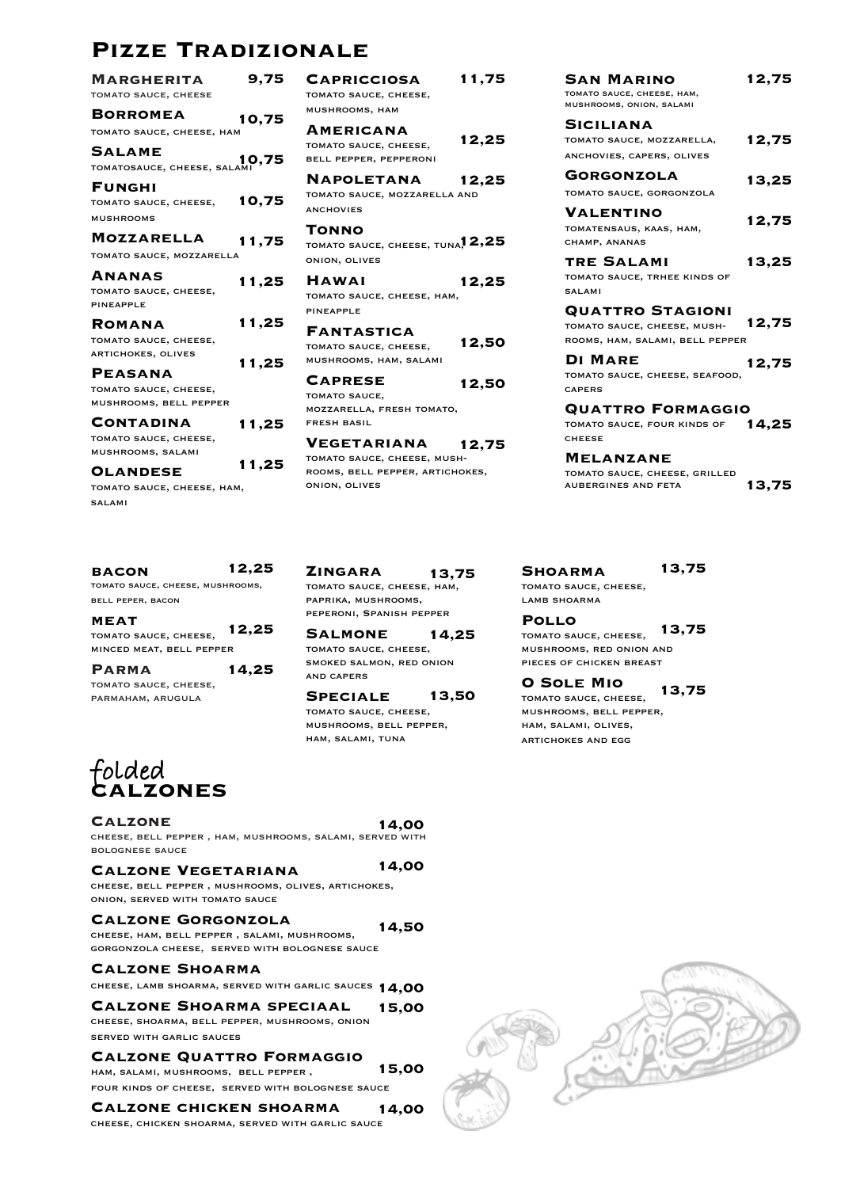# Pizze Tradizionale

**Margherita** 9,75
tomato sauce, cheese

**Borromea** 10,75
tomato sauce, cheese, ham

**Salame** 10,75
tomatosauce, cheese, salami

**Funghi** 10,75
tomato sauce, cheese, mushrooms

**Mozzarella** 11,75
tomato sauce, mozzarella

**Ananas** 11,25
tomato sauce, cheese, pineapple

**Romana** 11,25
tomato sauce, cheese, artichokes, olives

**Peasana** 11,25
tomato sauce, cheese, mushrooms, bell pepper

**Contadina** 11,25
tomato sauce, cheese, mushrooms, salami

**Olandese** 11,25
tomato sauce, cheese, ham, salami

**Capricciosa** 11,75
tomato sauce, cheese, mushrooms, ham

**Americana** 12,25
tomato sauce, cheese, bell pepper, pepperoni

**Napoletana** 12,25
tomato sauce, mozzarella and anchovies

**Tonno** 12,25
tomato sauce, cheese, tuna, onion, olives

**Hawai** 12,25
tomato sauce, cheese, ham, pineapple

**Fantastica** 12,50
tomato sauce, cheese, mushrooms, ham, salami

**Caprese** 12,50
tomato sauce, mozzarella, fresh tomato, fresh basil

**Vegetariana** 12,75
tomato sauce, cheese, mushrooms, bell pepper, artichokes, onion, olives

**San Marino** 12,75
tomato sauce, cheese, ham, mushrooms, onion, salami

**Siciliana** 12,75
tomato sauce, mozzarella, anchovies, capers, olives

**Gorgonzola** 13,25
tomato sauce, gorgonzola

**Valentino** 12,75
tomatensaus, kaas, ham, champ, ananas

**Tre Salami** 13,25
tomato sauce, trhee kinds of salami

**Quattro Stagioni** 12,75
tomato sauce, cheese, mushrooms, ham, salami, bell pepper

**Di Mare** 12,75
tomato sauce, cheese, seafood, capers

**Quattro Formaggio** 14,25
tomato sauce, four kinds of cheese

**Melanzane** 13,75
tomato sauce, cheese, grilled aubergines and feta

**Bacon** 12,25
tomato sauce, cheese, mushrooms, bell peper, bacon

**Meat** 12,25
tomato sauce, cheese, minced meat, bell pepper

**Parma** 14,25
tomato sauce, cheese, parmaham, arugula

**Zingara** 13,75
tomato sauce, cheese, ham, paprika, mushrooms, peperoni, Spanish pepper

**Salmone** 14,25
tomato sauce, cheese, smoked salmon, red onion and capers

**Speciale** 13,50
tomato sauce, cheese, mushrooms, bell pepper, ham, salami, tuna

**Shoarma** 13,75
tomato sauce, cheese, lamb shoarma

**Pollo** 13,75
tomato sauce, cheese, mushrooms, red onion and pieces of chicken breast

**O Sole Mio** 13,75
tomato sauce, cheese, mushrooms, bell pepper, ham, salami, olives, artichokes and egg

# folded Calzones

**Calzone** 14,00
cheese, bell pepper , ham, mushrooms, salami, served with bolognese sauce

**Calzone Vegetariana** 14,00
cheese, bell pepper , mushrooms, olives, artichokes, onion, served with tomato sauce

**Calzone Gorgonzola** 14,50
cheese, ham, bell pepper , salami, mushrooms, gorgonzola cheese, served with bolognese sauce

**Calzone Shoarma** 14,00
cheese, lamb shoarma, served with garlic sauces

**Calzone Shoarma Speciaal** 15,00
cheese, shoarma, bell pepper, mushrooms, onion served with garlic sauces

**Calzone Quattro Formaggio** 15,00
ham, salami, mushrooms, bell pepper , four kinds of cheese, served with bolognese sauce

**Calzone chicken shoarma** 14,00
cheese, chicken shoarma, served with garlic sauce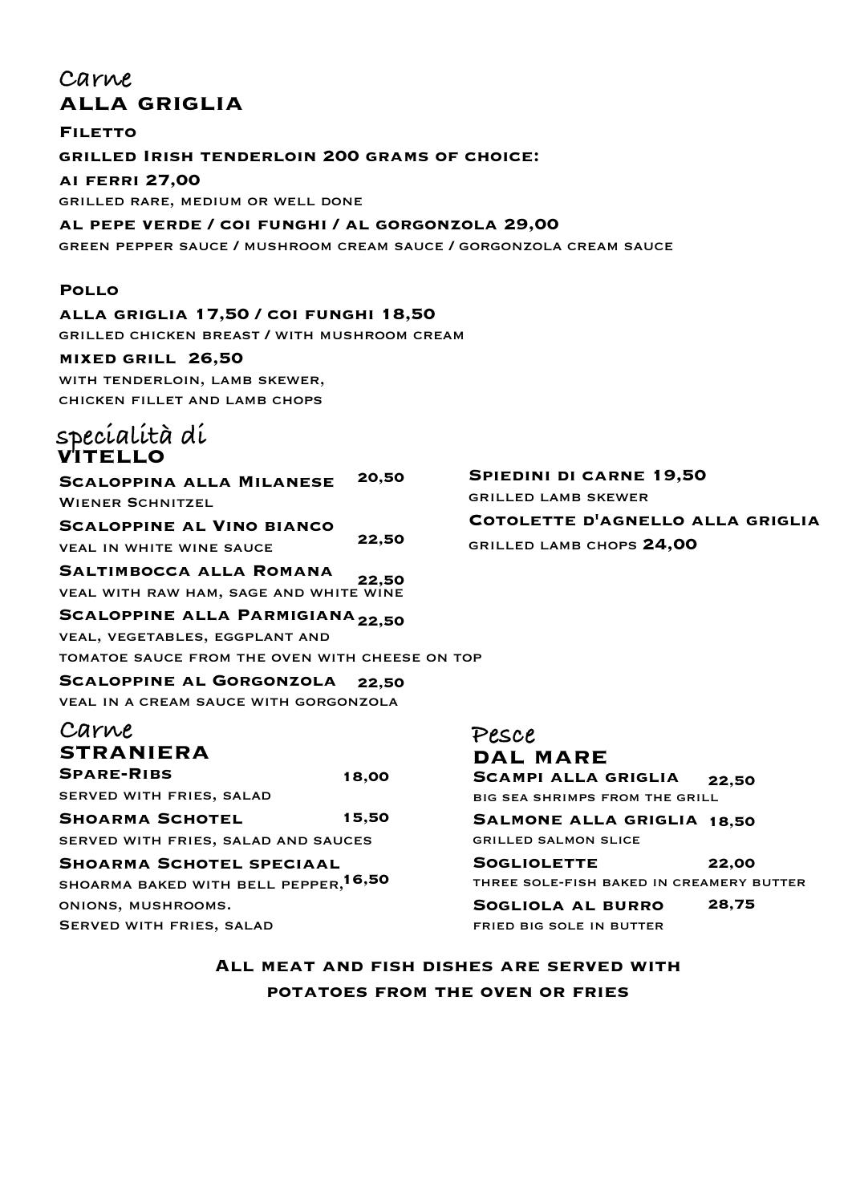## Carne
## ALLA GRIGLIA

### Filetto

**grilled Irish tenderloin 200 grams of choice:**

**ai ferri 27,00**
grilled rare, medium or well done

**al pepe verde / coi funghi / al gorgonzola 29,00**
green pepper sauce / mushroom cream sauce / gorgonzola cream sauce

### Pollo

**alla griglia 17,50 / coi funghi 18,50**
grilled chicken breast / with mushroom cream

**mixed grill 26,50**
with tenderloin, lamb skewer,
chicken fillet and lamb chops

## specialità di
## VITELLO

**Scaloppina alla Milanese** **20,50**
Wiener Schnitzel

**Scaloppine al Vino bianco** **22,50**
veal in white wine sauce

**Saltimbocca alla Romana** **22,50**
veal with raw ham, sage and white wine

**Scaloppine alla Parmigiana** **22,50**
veal, vegetables, eggplant and
tomatoe sauce from the oven with cheese on top

**Scaloppine al Gorgonzola** **22,50**
veal in a cream sauce with gorgonzola

**Spiedini di carne 19,50**
grilled lamb skewer

**Cotolette d'agnello alla griglia**
grilled lamb chops **24,00**

## Carne
## STRANIERA

**Spare-Ribs** **18,00**
served with fries, salad

**Shoarma Schotel** **15,50**
served with fries, salad and sauces

**Shoarma Schotel speciaal** **16,50**
shoarma baked with bell pepper,
onions, mushrooms.
Served with fries, salad

## Pesce
## DAL MARE

**Scampi alla griglia** **22,50**
big sea shrimps from the grill

**Salmone alla griglia** **18,50**
grilled salmon slice

**Sogliolette** **22,00**
three sole-fish baked in creamery butter

**Sogliola al burro** **28,75**
fried big sole in butter

**All meat and fish dishes are served with potatoes from the oven or fries**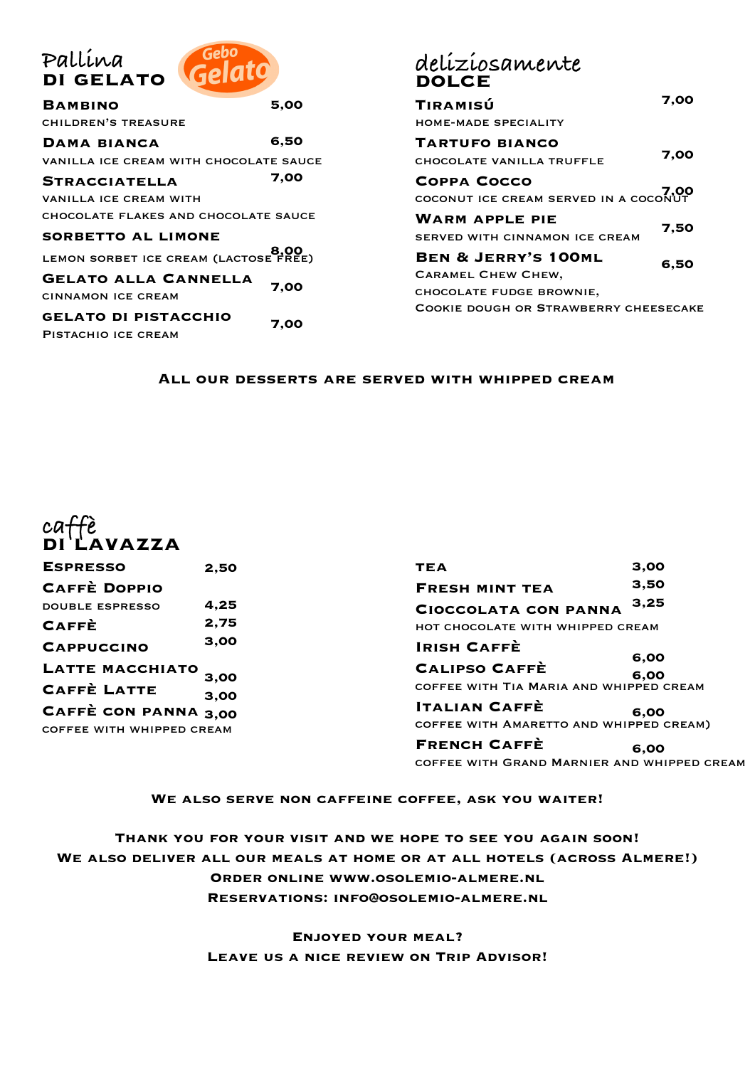## Pallina DI GELATO

Gebo Gelato

| Item | Price |
|---|---|
| **Bambino**<br>children's treasure | 5,00 |
| **Dama Bianca**<br>vanilla ice cream with chocolate sauce | 6,50 |
| **Stracciatella**<br>vanilla ice cream with chocolate flakes and chocolate sauce | 7,00 |
| **Sorbetto al Limone**<br>lemon sorbet ice cream (lactose free) | 8,00 |
| **Gelato alla Cannella**<br>cinnamon ice cream | 7,00 |
| **Gelato di Pistacchio**<br>Pistachio ice cream | 7,00 |

## deliziosamente DOLCE

| Item | Price |
|---|---|
| **Tiramisú**<br>home-made speciality | 7,00 |
| **Tartufo Bianco**<br>chocolate vanilla truffle | 7,00 |
| **Coppa Cocco**<br>coconut ice cream served in a coconut | 7,00 |
| **Warm Apple Pie**<br>served with cinnamon ice cream | 7,50 |
| **Ben & Jerry's 100ml**<br>Caramel Chew Chew,<br>chocolate fudge brownie,<br>Cookie dough or Strawberry cheesecake | 6,50 |

**All our desserts are served with whipped cream**

## caffè DI LAVAZZA

| Item | Price |
|---|---|
| **Espresso** | 2,50 |
| **Caffè Doppio**<br>double espresso | 4,25 |
| **Caffè** | 2,75 |
| **Cappuccino** | 3,00 |
| **Latte Macchiato** | 3,00 |
| **Caffè Latte** | 3,00 |
| **Caffè con Panna**<br>coffee with whipped cream | 3,00 |

| Item | Price |
|---|---|
| **Tea** | 3,00 |
| **Fresh Mint Tea** | 3,50 |
| **Cioccolata con Panna**<br>hot chocolate with whipped cream | 3,25 |
| **Irish Caffè** | 6,00 |
| **Calipso Caffè**<br>coffee with Tia Maria and whipped cream | 6,00 |
| **Italian Caffè**<br>coffee with Amaretto and whipped cream) | 6,00 |
| **French Caffè**<br>coffee with Grand Marnier and whipped cream | 6,00 |

**We also serve non caffeine coffee, ask you waiter!**

**Thank you for your visit and we hope to see you again soon!**
**We also deliver all our meals at home or at all hotels (across Almere!)**
**Order online www.osolemio-almere.nl**
**Reservations: info@osolemio-almere.nl**

**Enjoyed your meal?**
**Leave us a nice review on Trip Advisor!**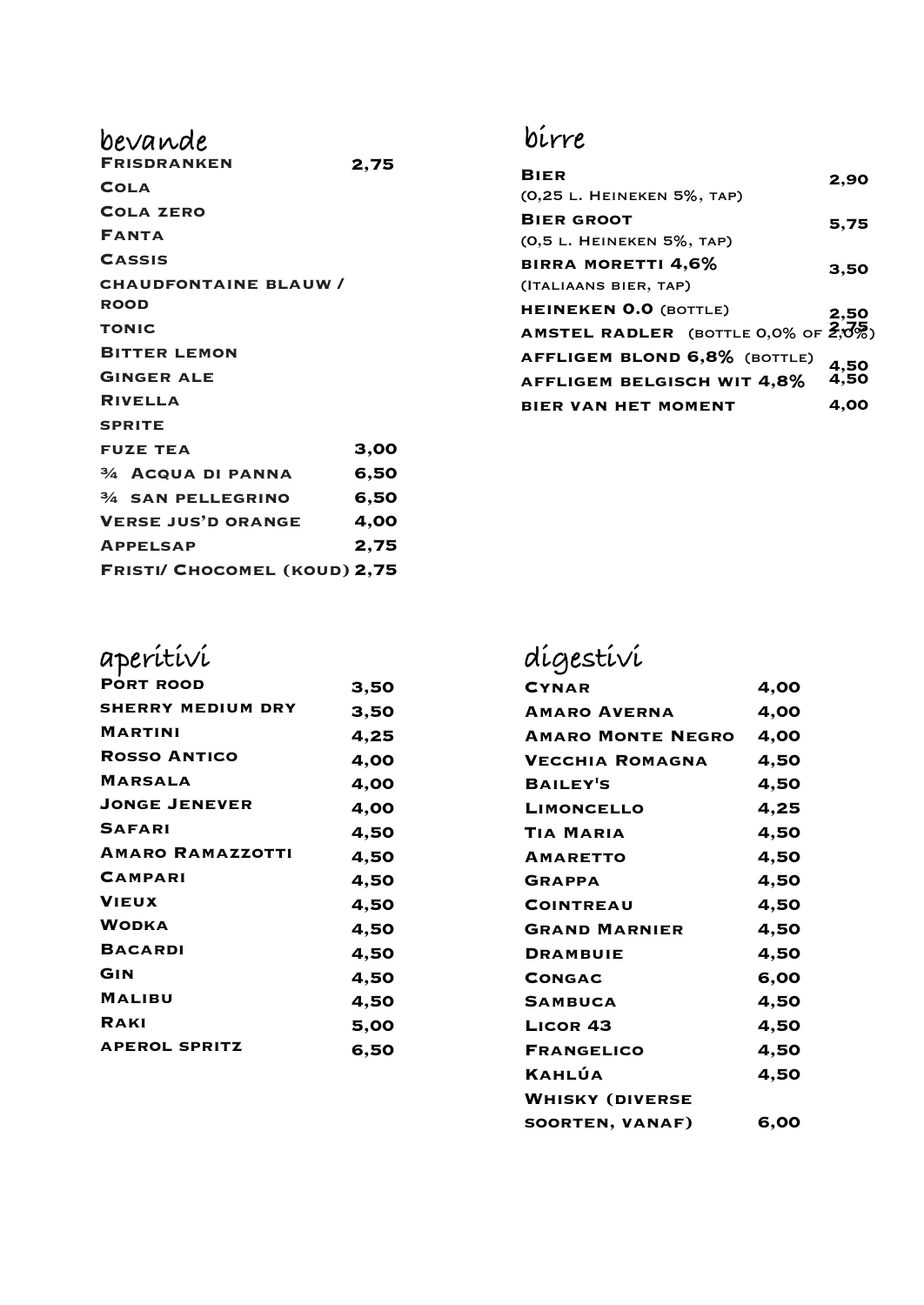## bevande

| | |
|---|---|
| FRISDRANKEN | 2,75 |
| COLA | |
| COLA ZERO | |
| FANTA | |
| CASSIS | |
| CHAUDFONTAINE BLAUW / ROOD | |
| TONIC | |
| BITTER LEMON | |
| GINGER ALE | |
| RIVELLA | |
| SPRITE | |
| FUZE TEA | 3,00 |
| ¾ ACQUA DI PANNA | 6,50 |
| ¾ SAN PELLEGRINO | 6,50 |
| VERSE JUS'D ORANGE | 4,00 |
| APPELSAP | 2,75 |
| FRISTI/ CHOCOMEL (KOUD) | 2,75 |

## birre

| | |
|---|---|
| BIER (0,25 L. HEINEKEN 5%, TAP) | 2,90 |
| BIER GROOT (0,5 L. HEINEKEN 5%, TAP) | 5,75 |
| BIRRA MORETTI 4,6% (ITALIAANS BIER, TAP) | 3,50 |
| HEINEKEN 0.0 (BOTTLE) | 2,50 |
| AMSTEL RADLER (BOTTLE 0,0% OF 2,0%) | 2,75 |
| AFFLIGEM BLOND 6,8% (BOTTLE) | 4,50 |
| AFFLIGEM BELGISCH WIT 4,8% | 4,50 |
| BIER VAN HET MOMENT | 4,00 |

## aperitivi

| | |
|---|---|
| PORT ROOD | 3,50 |
| SHERRY MEDIUM DRY | 3,50 |
| MARTINI | 4,25 |
| ROSSO ANTICO | 4,00 |
| MARSALA | 4,00 |
| JONGE JENEVER | 4,00 |
| SAFARI | 4,50 |
| AMARO RAMAZZOTTI | 4,50 |
| CAMPARI | 4,50 |
| VIEUX | 4,50 |
| WODKA | 4,50 |
| BACARDI | 4,50 |
| GIN | 4,50 |
| MALIBU | 4,50 |
| RAKI | 5,00 |
| APEROL SPRITZ | 6,50 |

## digestivi

| | |
|---|---|
| CYNAR | 4,00 |
| AMARO AVERNA | 4,00 |
| AMARO MONTE NEGRO | 4,00 |
| VECCHIA ROMAGNA | 4,50 |
| BAILEY'S | 4,50 |
| LIMONCELLO | 4,25 |
| TIA MARIA | 4,50 |
| AMARETTO | 4,50 |
| GRAPPA | 4,50 |
| COINTREAU | 4,50 |
| GRAND MARNIER | 4,50 |
| DRAMBUIE | 4,50 |
| CONGAC | 6,00 |
| SAMBUCA | 4,50 |
| LICOR 43 | 4,50 |
| FRANGELICO | 4,50 |
| KAHLÚA | 4,50 |
| WHISKY (DIVERSE SOORTEN, VANAF) | 6,00 |